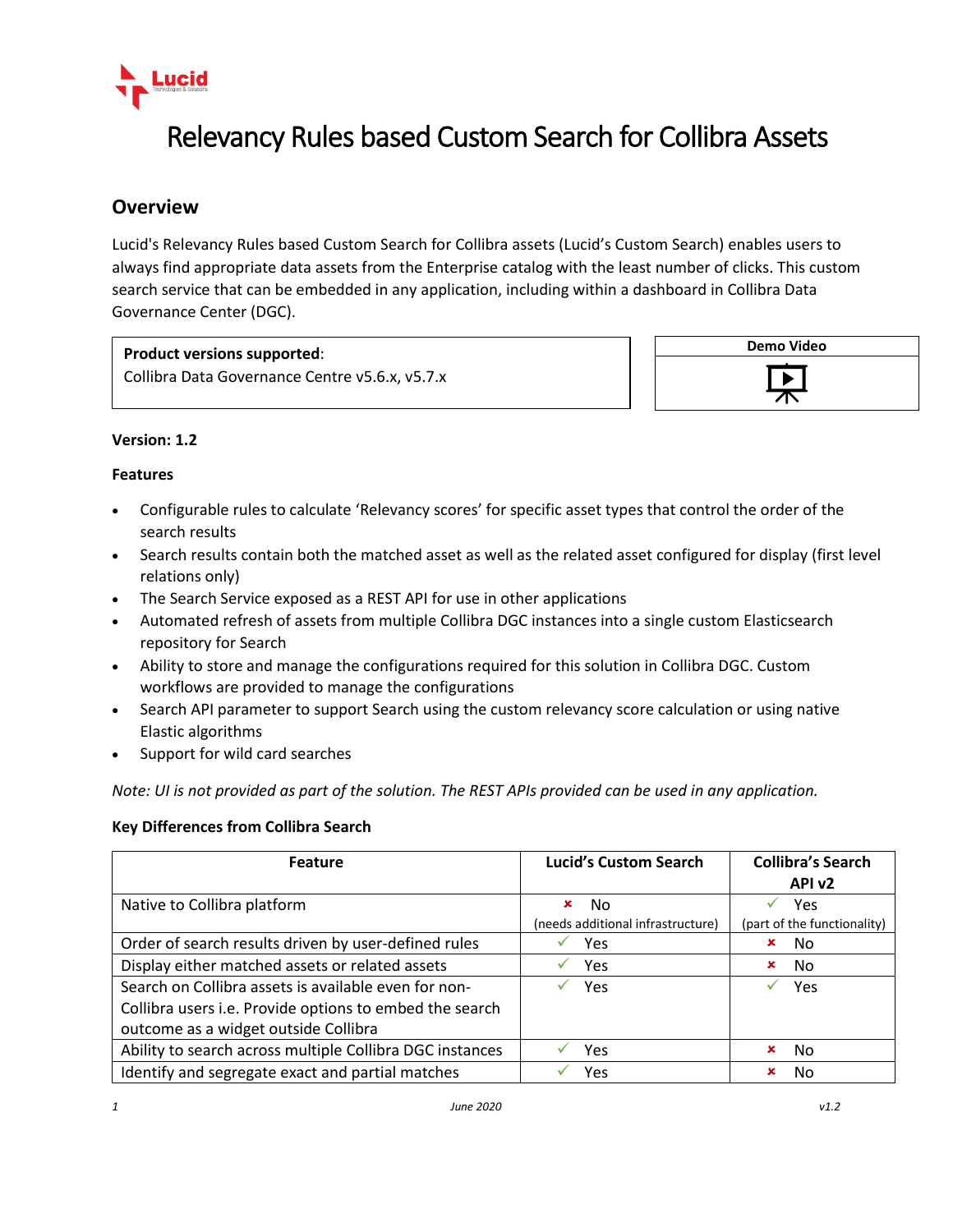# Relevancy Rules based Custom Search for Collibra Assets

## Overview

Lucid's Relevancy Rules based Custom Search for Collibra assets (Lucid's Custom Search) enables users to always find appropriate data assets from the Enterprise catalog with the least number of clicks. This custom search service that can be embedded in any application, including within a dashboard in Collibra Data Governance Center (DGC).

**Product versions supported**:
Collibra Data Governance Centre v5.6.x, v5.7.x

**Demo Video**

**Version: 1.2**

**Features**

- Configurable rules to calculate 'Relevancy scores' for specific asset types that control the order of the search results
- Search results contain both the matched asset as well as the related asset configured for display (first level relations only)
- The Search Service exposed as a REST API for use in other applications
- Automated refresh of assets from multiple Collibra DGC instances into a single custom Elasticsearch repository for Search
- Ability to store and manage the configurations required for this solution in Collibra DGC. Custom workflows are provided to manage the configurations
- Search API parameter to support Search using the custom relevancy score calculation or using native Elastic algorithms
- Support for wild card searches

*Note: UI is not provided as part of the solution. The REST APIs provided can be used in any application.*

**Key Differences from Collibra Search**

| Feature | Lucid's Custom Search | Collibra's Search API v2 |
|---|---|---|
| Native to Collibra platform | ✗ No (needs additional infrastructure) | ✓ Yes (part of the functionality) |
| Order of search results driven by user-defined rules | ✓ Yes | ✗ No |
| Display either matched assets or related assets | ✓ Yes | ✗ No |
| Search on Collibra assets is available even for non-Collibra users i.e. Provide options to embed the search outcome as a widget outside Collibra | ✓ Yes | ✓ Yes |
| Ability to search across multiple Collibra DGC instances | ✓ Yes | ✗ No |
| Identify and segregate exact and partial matches | ✓ Yes | ✗ No |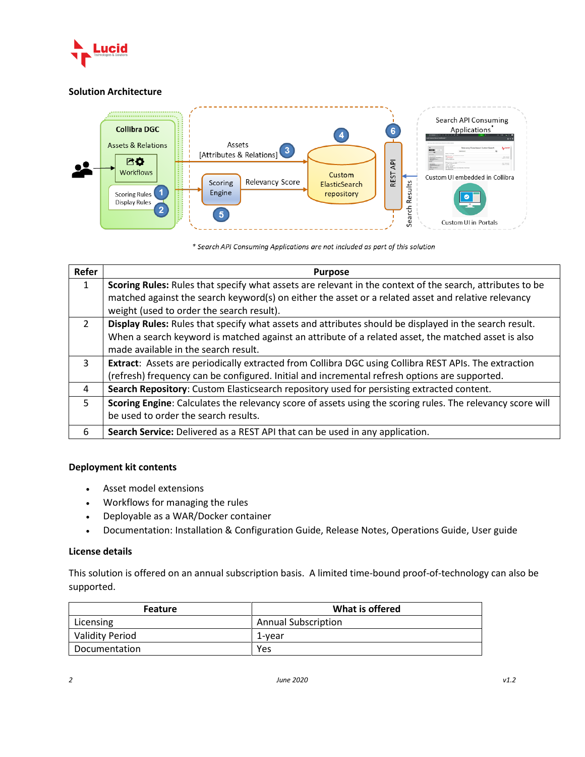### Solution Architecture

\* Search API Consuming Applications are not included as part of this solution

| Refer | Purpose |
|---|---|
| 1 | **Scoring Rules:** Rules that specify what assets are relevant in the context of the search, attributes to be matched against the search keyword(s) on either the asset or a related asset and relative relevancy weight (used to order the search result). |
| 2 | **Display Rules:** Rules that specify what assets and attributes should be displayed in the search result. When a search keyword is matched against an attribute of a related asset, the matched asset is also made available in the search result. |
| 3 | **Extract**: Assets are periodically extracted from Collibra DGC using Collibra REST APIs. The extraction (refresh) frequency can be configured. Initial and incremental refresh options are supported. |
| 4 | **Search Repository**: Custom Elasticsearch repository used for persisting extracted content. |
| 5 | **Scoring Engine**: Calculates the relevancy score of assets using the scoring rules. The relevancy score will be used to order the search results. |
| 6 | **Search Service:** Delivered as a REST API that can be used in any application. |

### Deployment kit contents

- Asset model extensions
- Workflows for managing the rules
- Deployable as a WAR/Docker container
- Documentation: Installation & Configuration Guide, Release Notes, Operations Guide, User guide

### License details

This solution is offered on an annual subscription basis. A limited time-bound proof-of-technology can also be supported.

| Feature | What is offered |
|---|---|
| Licensing | Annual Subscription |
| Validity Period | 1-year |
| Documentation | Yes |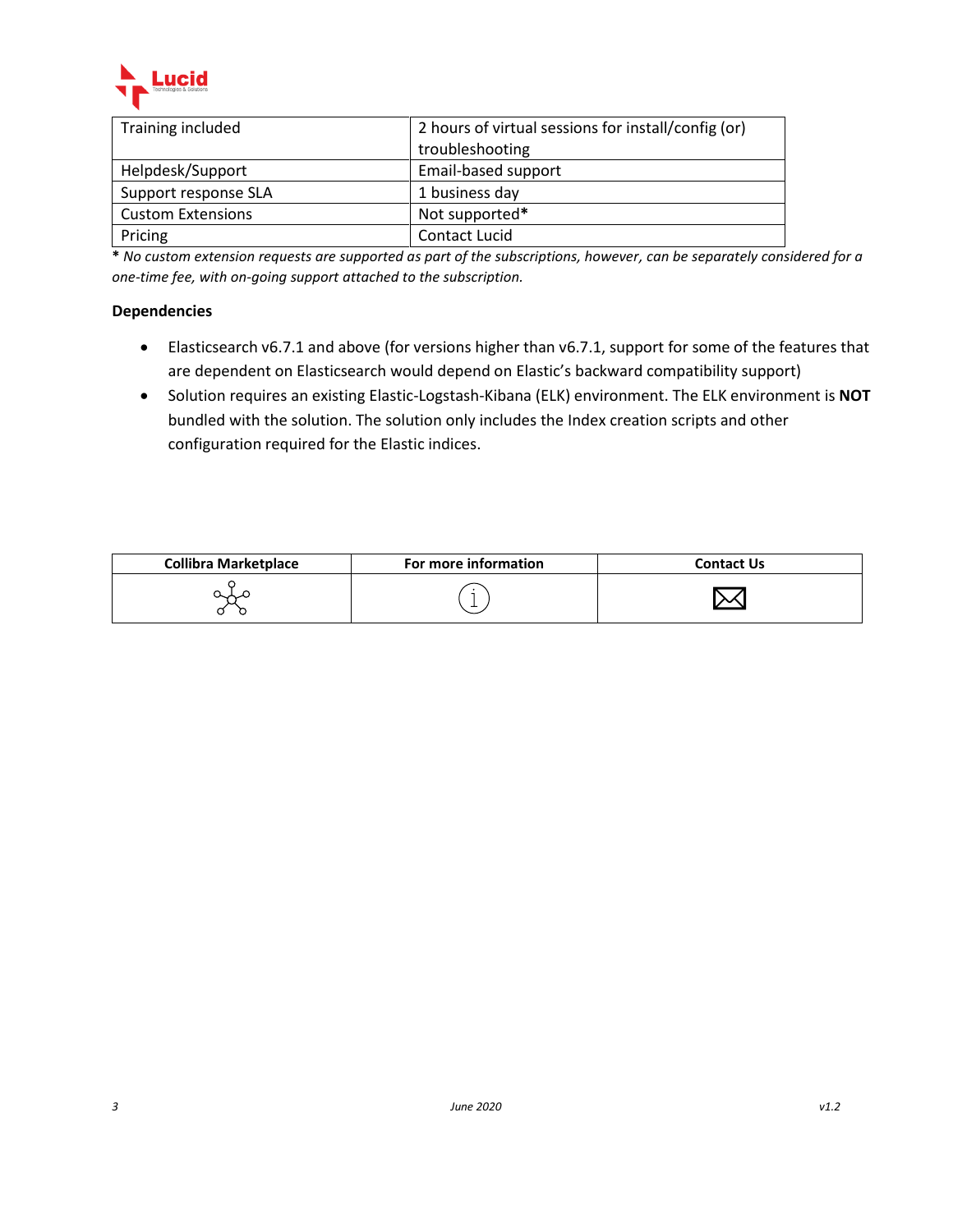| | |
|---|---|
| Training included | 2 hours of virtual sessions for install/config (or) troubleshooting |
| Helpdesk/Support | Email-based support |
| Support response SLA | 1 business day |
| Custom Extensions | Not supported* |
| Pricing | Contact Lucid |

***** *No custom extension requests are supported as part of the subscriptions, however, can be separately considered for a one-time fee, with on-going support attached to the subscription.*

**Dependencies**

- Elasticsearch v6.7.1 and above (for versions higher than v6.7.1, support for some of the features that are dependent on Elasticsearch would depend on Elastic's backward compatibility support)
- Solution requires an existing Elastic-Logstash-Kibana (ELK) environment. The ELK environment is **NOT** bundled with the solution. The solution only includes the Index creation scripts and other configuration required for the Elastic indices.

| Collibra Marketplace | For more information | Contact Us |
|---|---|---|
| | | |